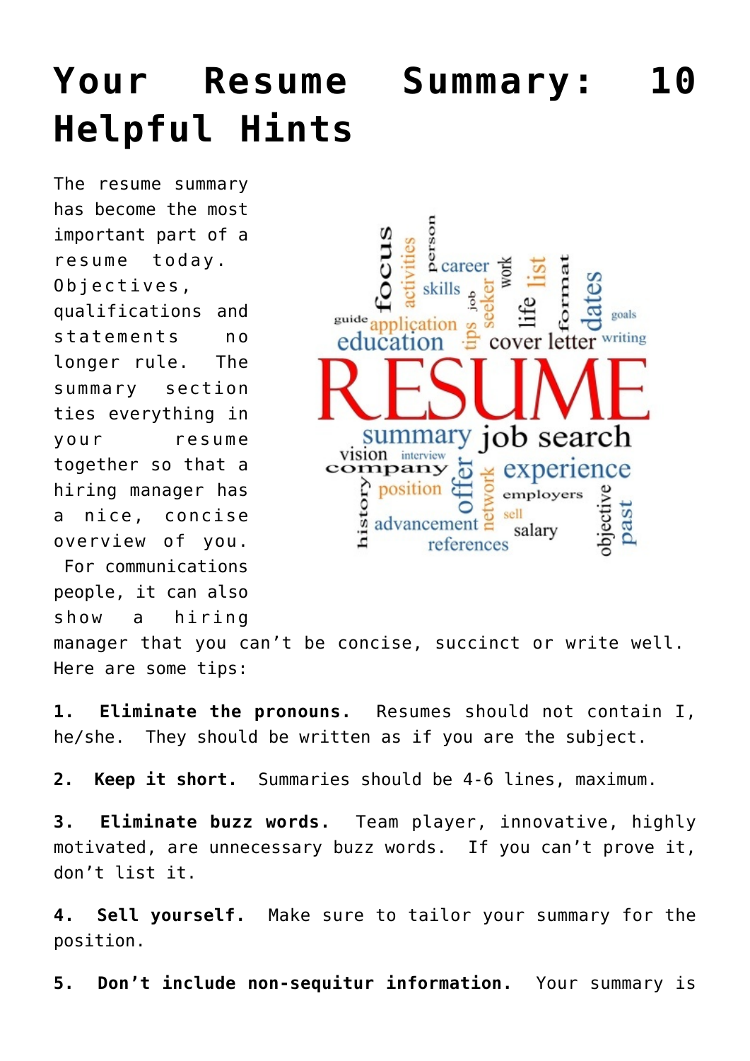# Your Resume Summary: 10 Helpful Hints

The resume summary has become the most important part of a resume today. Objectives, qualifications and statements no longer rule. The summary section ties everything in your resume together so that a hiring manager has a nice, concise overview of you. For communications people, it can also show a hiring manager that you can't be concise, succinct or write well. Here are some tips:

**1. Eliminate the pronouns.** Resumes should not contain I, he/she. They should be written as if you are the subject.

**2. Keep it short.** Summaries should be 4-6 lines, maximum.

**3. Eliminate buzz words.** Team player, innovative, highly motivated, are unnecessary buzz words. If you can't prove it, don't list it.

**4. Sell yourself.** Make sure to tailor your summary for the position.

**5. Don't include non-sequitur information.** Your summary is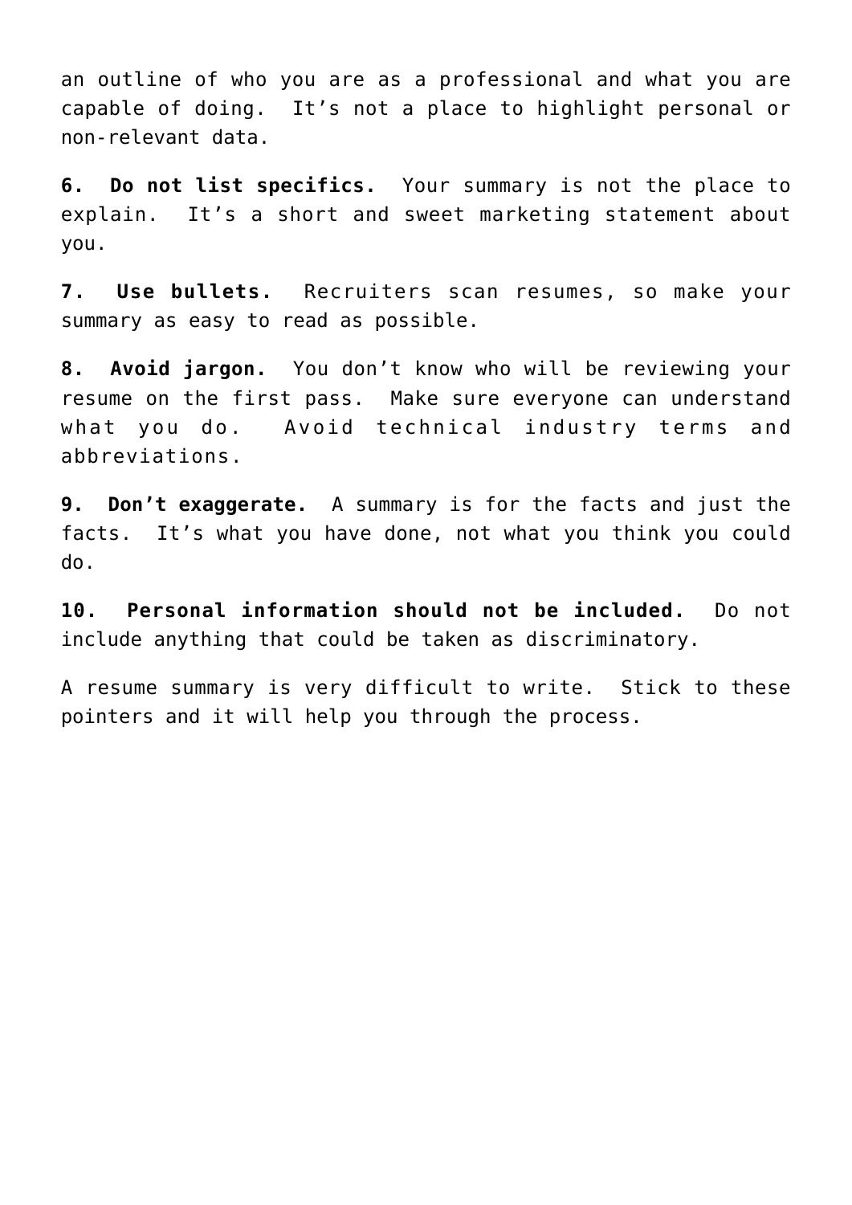an outline of who you are as a professional and what you are capable of doing. It's not a place to highlight personal or non-relevant data.

**6. Do not list specifics.** Your summary is not the place to explain. It's a short and sweet marketing statement about you.

**7. Use bullets.** Recruiters scan resumes, so make your summary as easy to read as possible.

**8. Avoid jargon.** You don't know who will be reviewing your resume on the first pass. Make sure everyone can understand what you do. Avoid technical industry terms and abbreviations.

**9. Don't exaggerate.** A summary is for the facts and just the facts. It's what you have done, not what you think you could do.

**10. Personal information should not be included.** Do not include anything that could be taken as discriminatory.

A resume summary is very difficult to write. Stick to these pointers and it will help you through the process.